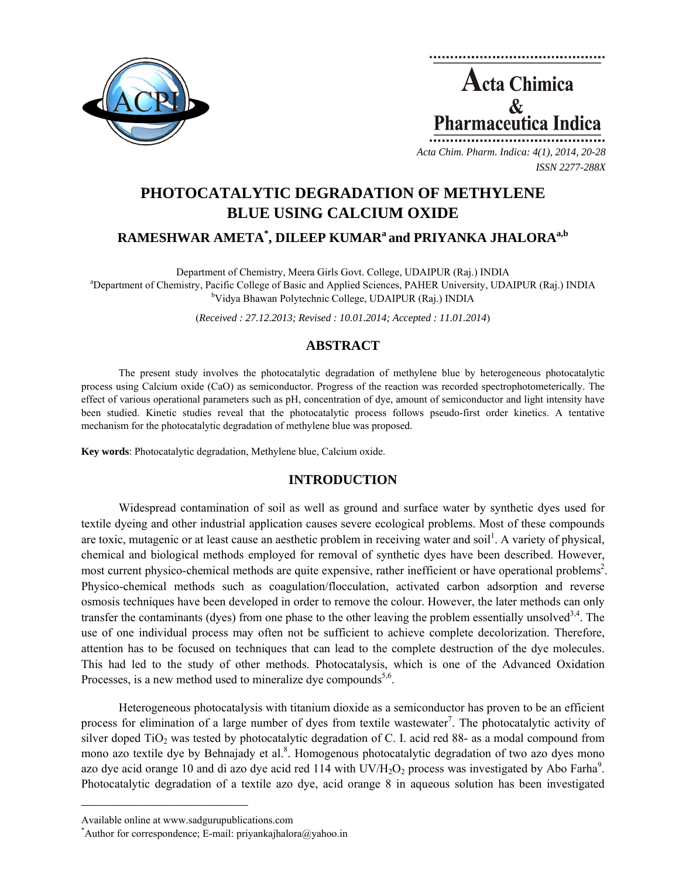# PHOTOCATALYTIC DEGRADATION OF METHYLENE BLUE USING CALCIUM OXIDE

**RAMESHWAR AMETA[*], DILEEP KUMAR[a] and PRIYANKA JHALORA[a,b]**

Department of Chemistry, Meera Girls Govt. College, UDAIPUR (Raj.) INDIA
[a]Department of Chemistry, Pacific College of Basic and Applied Sciences, PAHER University, UDAIPUR (Raj.) INDIA
[b]Vidya Bhawan Polytechnic College, UDAIPUR (Raj.) INDIA

(*Received : 27.12.2013; Revised : 10.01.2014; Accepted : 11.01.2014*)

## ABSTRACT

The present study involves the photocatalytic degradation of methylene blue by heterogeneous photocatalytic process using Calcium oxide (CaO) as semiconductor. Progress of the reaction was recorded spectrophotometerically. The effect of various operational parameters such as pH, concentration of dye, amount of semiconductor and light intensity have been studied. Kinetic studies reveal that the photocatalytic process follows pseudo-first order kinetics. A tentative mechanism for the photocatalytic degradation of methylene blue was proposed.

**Key words**: Photocatalytic degradation, Methylene blue, Calcium oxide.

## INTRODUCTION

Widespread contamination of soil as well as ground and surface water by synthetic dyes used for textile dyeing and other industrial application causes severe ecological problems. Most of these compounds are toxic, mutagenic or at least cause an aesthetic problem in receiving water and soil[1]. A variety of physical, chemical and biological methods employed for removal of synthetic dyes have been described. However, most current physico-chemical methods are quite expensive, rather inefficient or have operational problems[2]. Physico-chemical methods such as coagulation/flocculation, activated carbon adsorption and reverse osmosis techniques have been developed in order to remove the colour. However, the later methods can only transfer the contaminants (dyes) from one phase to the other leaving the problem essentially unsolved[3,4]. The use of one individual process may often not be sufficient to achieve complete decolorization. Therefore, attention has to be focused on techniques that can lead to the complete destruction of the dye molecules. This had led to the study of other methods. Photocatalysis, which is one of the Advanced Oxidation Processes, is a new method used to mineralize dye compounds[5,6].

Heterogeneous photocatalysis with titanium dioxide as a semiconductor has proven to be an efficient process for elimination of a large number of dyes from textile wastewater[7]. The photocatalytic activity of silver doped $TiO_2$ was tested by photocatalytic degradation of C. I. acid red 88- as a modal compound from mono azo textile dye by Behnajady et al.[8]. Homogenous photocatalytic degradation of two azo dyes mono azo dye acid orange 10 and di azo dye acid red 114 with $UV/H_2O_2$ process was investigated by Abo Farha[9]. Photocatalytic degradation of a textile azo dye, acid orange 8 in aqueous solution has been investigated

---

Available online at www.sadgurupublications.com
[*]Author for correspondence; E-mail: priyankajhalora@yahoo.in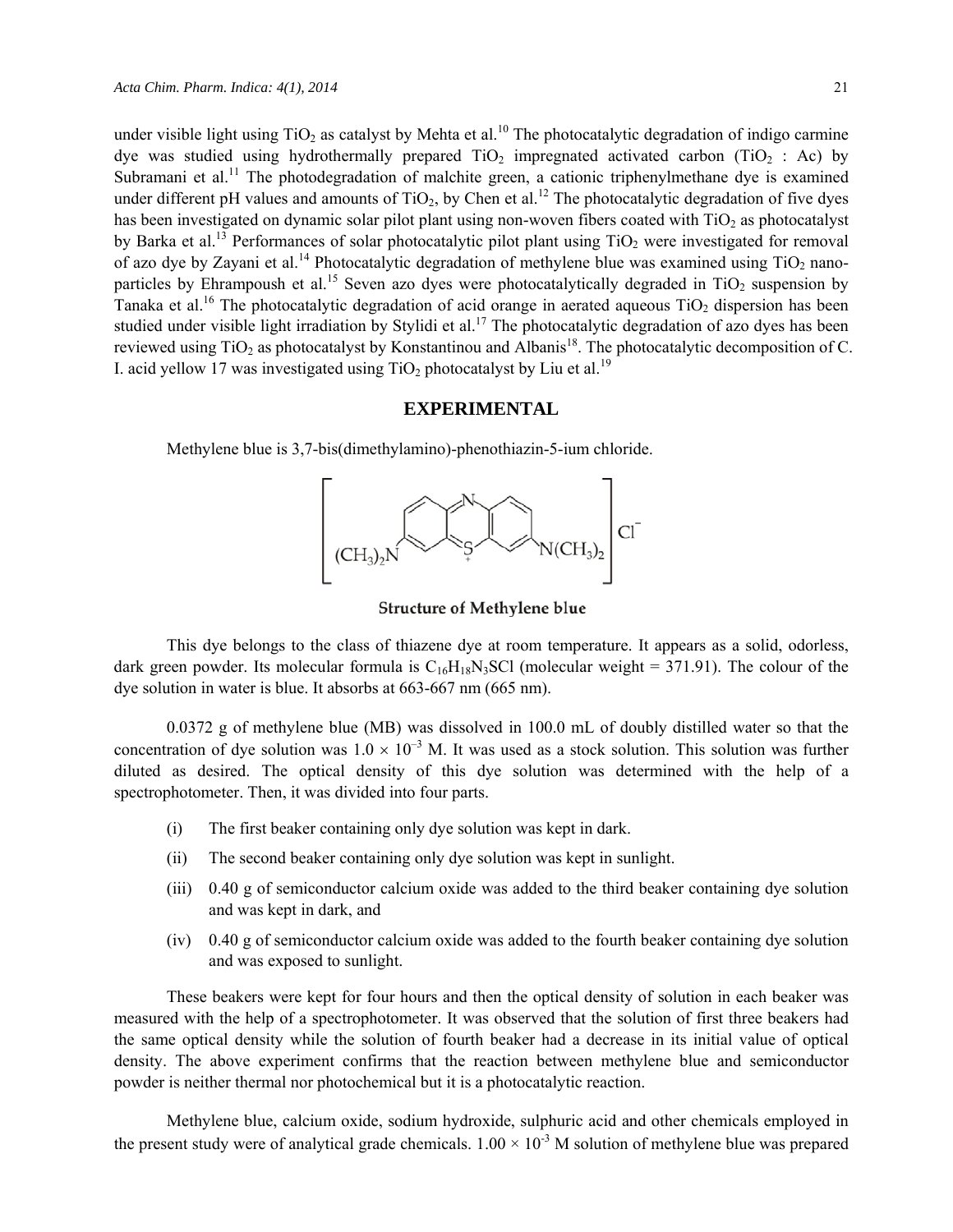under visible light using $TiO_2$ as catalyst by Mehta et al.[10] The photocatalytic degradation of indigo carmine dye was studied using hydrothermally prepared $TiO_2$ impregnated activated carbon ($TiO_2$ : Ac) by Subramani et al.[11] The photodegradation of malchite green, a cationic triphenylmethane dye is examined under different pH values and amounts of $TiO_2$, by Chen et al.[12] The photocatalytic degradation of five dyes has been investigated on dynamic solar pilot plant using non-woven fibers coated with $TiO_2$ as photocatalyst by Barka et al.[13] Performances of solar photocatalytic pilot plant using $TiO_2$ were investigated for removal of azo dye by Zayani et al.[14] Photocatalytic degradation of methylene blue was examined using $TiO_2$ nano-particles by Ehrampoush et al.[15] Seven azo dyes were photocatalytically degraded in $TiO_2$ suspension by Tanaka et al.[16] The photocatalytic degradation of acid orange in aerated aqueous $TiO_2$ dispersion has been studied under visible light irradiation by Stylidi et al.[17] The photocatalytic degradation of azo dyes has been reviewed using $TiO_2$ as photocatalyst by Konstantinou and Albanis[18]. The photocatalytic decomposition of C. I. acid yellow 17 was investigated using $TiO_2$ photocatalyst by Liu et al.[19]

## EXPERIMENTAL

Methylene blue is 3,7-bis(dimethylamino)-phenothiazin-5-ium chloride.

**Structure of Methylene blue**

This dye belongs to the class of thiazene dye at room temperature. It appears as a solid, odorless, dark green powder. Its molecular formula is $C_{16}H_{18}N_3SCl$ (molecular weight = 371.91). The colour of the dye solution in water is blue. It absorbs at 663-667 nm (665 nm).

0.0372 g of methylene blue (MB) was dissolved in 100.0 mL of doubly distilled water so that the concentration of dye solution was $1.0 \times 10^{-3}$ M. It was used as a stock solution. This solution was further diluted as desired. The optical density of this dye solution was determined with the help of a spectrophotometer. Then, it was divided into four parts.

(i) The first beaker containing only dye solution was kept in dark.

(ii) The second beaker containing only dye solution was kept in sunlight.

(iii) 0.40 g of semiconductor calcium oxide was added to the third beaker containing dye solution and was kept in dark, and

(iv) 0.40 g of semiconductor calcium oxide was added to the fourth beaker containing dye solution and was exposed to sunlight.

These beakers were kept for four hours and then the optical density of solution in each beaker was measured with the help of a spectrophotometer. It was observed that the solution of first three beakers had the same optical density while the solution of fourth beaker had a decrease in its initial value of optical density. The above experiment confirms that the reaction between methylene blue and semiconductor powder is neither thermal nor photochemical but it is a photocatalytic reaction.

Methylene blue, calcium oxide, sodium hydroxide, sulphuric acid and other chemicals employed in the present study were of analytical grade chemicals. $1.00 \times 10^{-3}$ M solution of methylene blue was prepared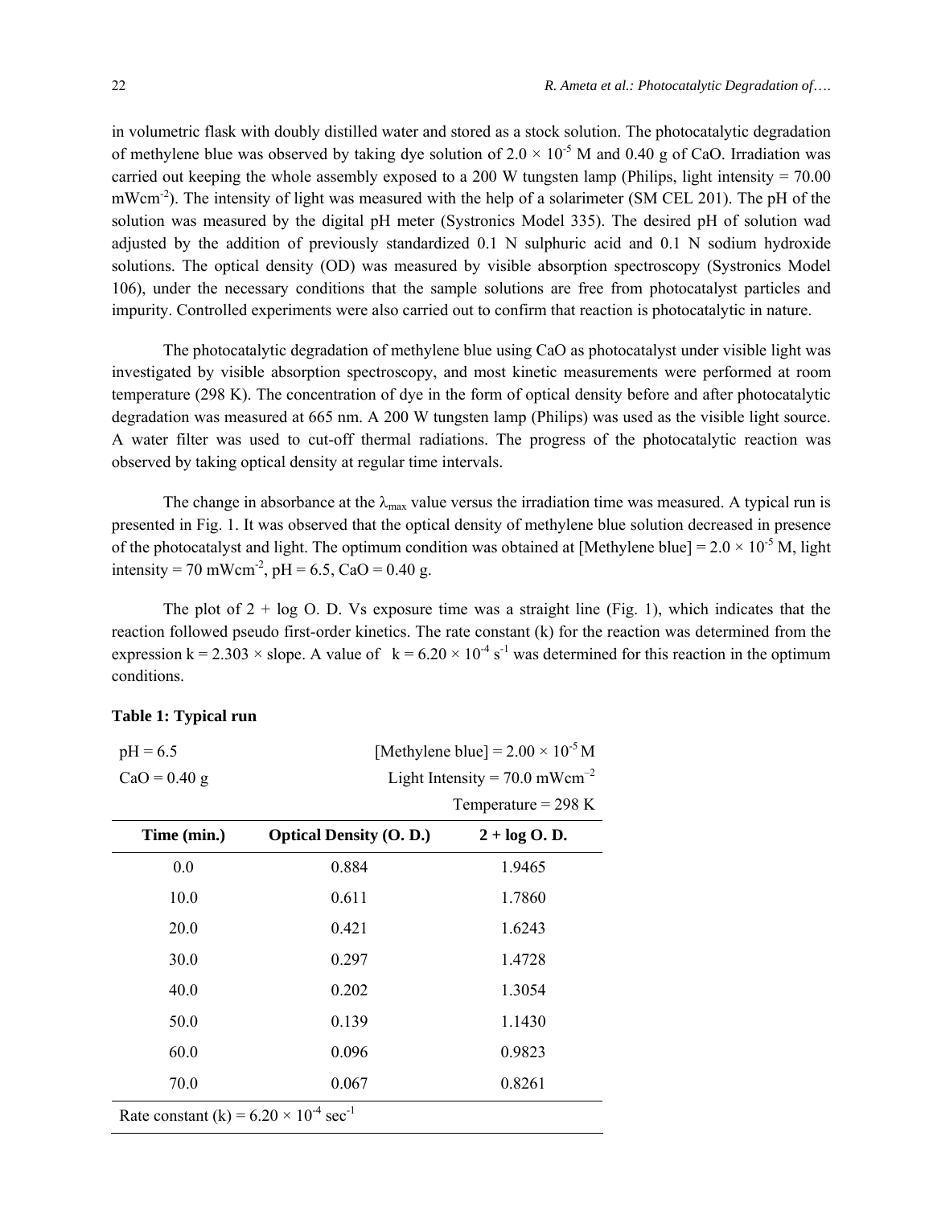in volumetric flask with doubly distilled water and stored as a stock solution. The photocatalytic degradation of methylene blue was observed by taking dye solution of $2.0 \times 10^{-5}$ M and 0.40 g of CaO. Irradiation was carried out keeping the whole assembly exposed to a 200 W tungsten lamp (Philips, light intensity = 70.00 $mWcm^{-2}$). The intensity of light was measured with the help of a solarimeter (SM CEL 201). The pH of the solution was measured by the digital pH meter (Systronics Model 335). The desired pH of solution wad adjusted by the addition of previously standardized 0.1 N sulphuric acid and 0.1 N sodium hydroxide solutions. The optical density (OD) was measured by visible absorption spectroscopy (Systronics Model 106), under the necessary conditions that the sample solutions are free from photocatalyst particles and impurity. Controlled experiments were also carried out to confirm that reaction is photocatalytic in nature.

The photocatalytic degradation of methylene blue using CaO as photocatalyst under visible light was investigated by visible absorption spectroscopy, and most kinetic measurements were performed at room temperature (298 K). The concentration of dye in the form of optical density before and after photocatalytic degradation was measured at 665 nm. A 200 W tungsten lamp (Philips) was used as the visible light source. A water filter was used to cut-off thermal radiations. The progress of the photocatalytic reaction was observed by taking optical density at regular time intervals.

The change in absorbance at the $\lambda_{max}$ value versus the irradiation time was measured. A typical run is presented in Fig. 1. It was observed that the optical density of methylene blue solution decreased in presence of the photocatalyst and light. The optimum condition was obtained at [Methylene blue] = $2.0 \times 10^{-5}$ M, light intensity = 70 $mWcm^{-2}$, pH = 6.5, CaO = 0.40 g.

The plot of 2 + log O. D. Vs exposure time was a straight line (Fig. 1), which indicates that the reaction followed pseudo first-order kinetics. The rate constant (k) for the reaction was determined from the expression k = 2.303 × slope. A value of k = $6.20 \times 10^{-4}$ $s^{-1}$ was determined for this reaction in the optimum conditions.

**Table 1: Typical run**

pH = 6.5 | [Methylene blue] = $2.00 \times 10^{-5}$ M

CaO = 0.40 g | Light Intensity = 70.0 $mWcm^{-2}$

Temperature = 298 K

| Time (min.) | Optical Density (O. D.) | 2 + log O. D. |
|---|---|---|
| 0.0 | 0.884 | 1.9465 |
| 10.0 | 0.611 | 1.7860 |
| 20.0 | 0.421 | 1.6243 |
| 30.0 | 0.297 | 1.4728 |
| 40.0 | 0.202 | 1.3054 |
| 50.0 | 0.139 | 1.1430 |
| 60.0 | 0.096 | 0.9823 |
| 70.0 | 0.067 | 0.8261 |

Rate constant (k) = $6.20 \times 10^{-4}$ $sec^{-1}$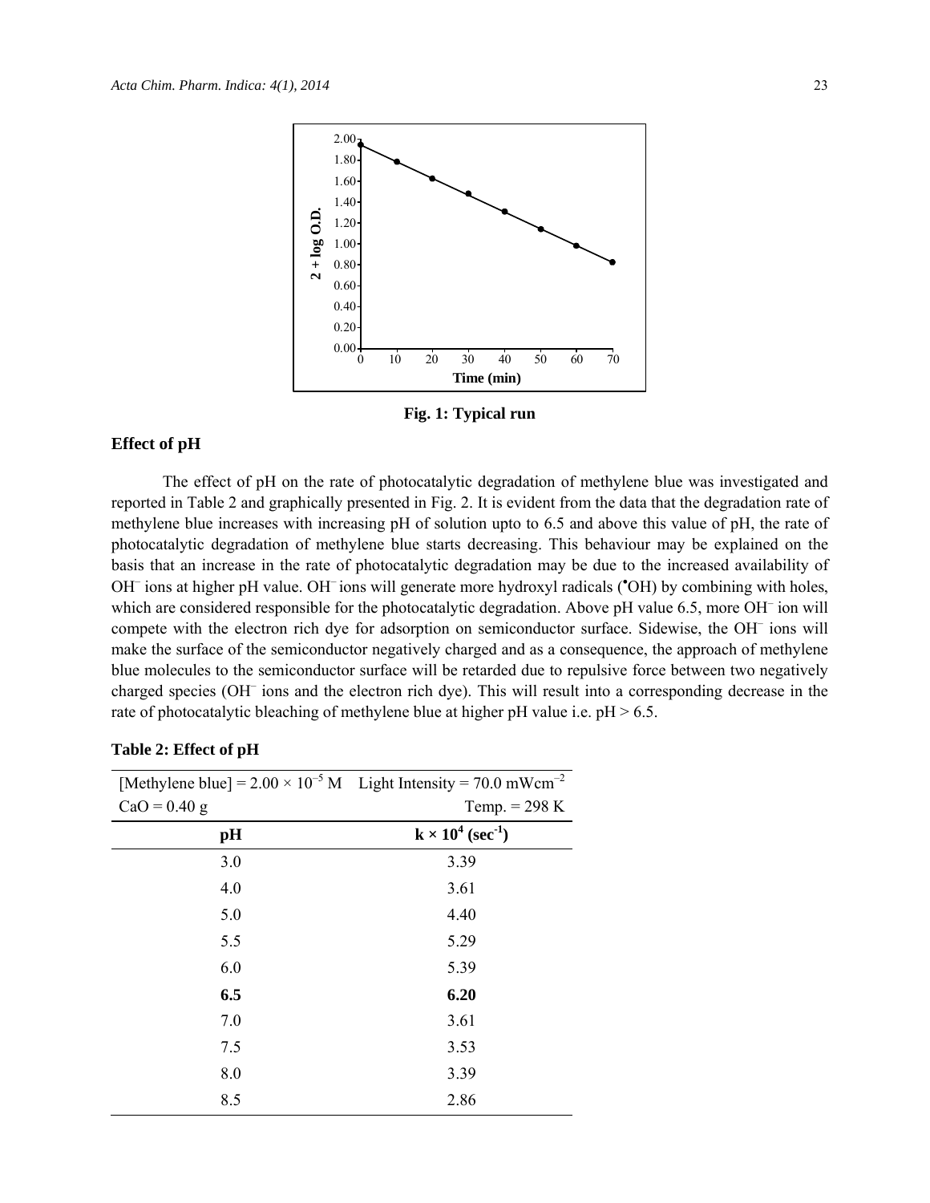Fig. 1: Typical run

## Effect of pH

The effect of pH on the rate of photocatalytic degradation of methylene blue was investigated and reported in Table 2 and graphically presented in Fig. 2. It is evident from the data that the degradation rate of methylene blue increases with increasing pH of solution upto to 6.5 and above this value of pH, the rate of photocatalytic degradation of methylene blue starts decreasing. This behaviour may be explained on the basis that an increase in the rate of photocatalytic degradation may be due to the increased availability of $OH^-$ ions at higher pH value. $OH^-$ ions will generate more hydroxyl radicals ($^{\bullet}OH$) by combining with holes, which are considered responsible for the photocatalytic degradation. Above pH value 6.5, more $OH^-$ ion will compete with the electron rich dye for adsorption on semiconductor surface. Sidewise, the $OH^-$ ions will make the surface of the semiconductor negatively charged and as a consequence, the approach of methylene blue molecules to the semiconductor surface will be retarded due to repulsive force between two negatively charged species ($OH^-$ ions and the electron rich dye). This will result into a corresponding decrease in the rate of photocatalytic bleaching of methylene blue at higher pH value i.e. pH > 6.5.

**Table 2: Effect of pH**

[Methylene blue] = $2.00 \times 10^{-5}$ M  Light Intensity = 70.0 $mWcm^{-2}$
CaO = 0.40 g  Temp. = 298 K

| pH | $k \times 10^4$ ($sec^{-1}$) |
|---|---|
| 3.0 | 3.39 |
| 4.0 | 3.61 |
| 5.0 | 4.40 |
| 5.5 | 5.29 |
| 6.0 | 5.39 |
| **6.5** | **6.20** |
| 7.0 | 3.61 |
| 7.5 | 3.53 |
| 8.0 | 3.39 |
| 8.5 | 2.86 |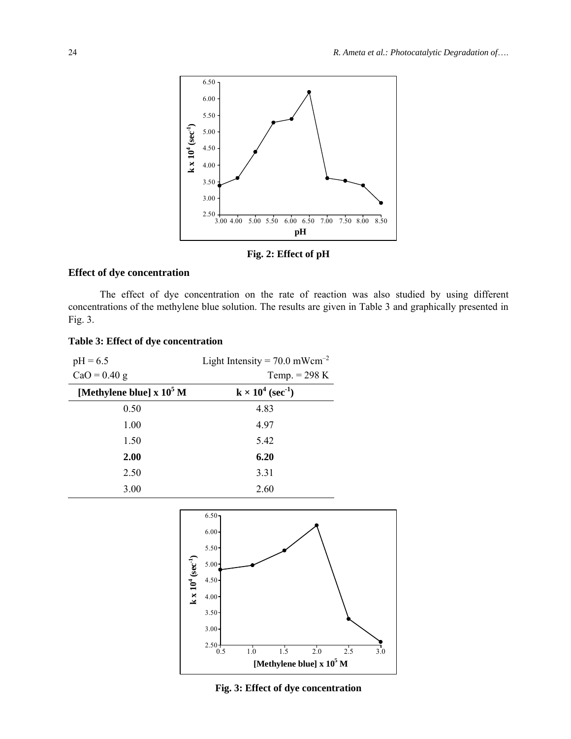Fig. 2: Effect of pH

## Effect of dye concentration

The effect of dye concentration on the rate of reaction was also studied by using different concentrations of the methylene blue solution. The results are given in Table 3 and graphically presented in Fig. 3.

**Table 3: Effect of dye concentration**

pH = 6.5 | Light Intensity = 70.0 $mWcm^{-2}$

CaO = 0.40 g | Temp. = 298 K

| [Methylene blue] x $10^5$ M | k × $10^4$ ($sec^{-1}$) |
|---|---|
| 0.50 | 4.83 |
| 1.00 | 4.97 |
| 1.50 | 5.42 |
| **2.00** | **6.20** |
| 2.50 | 3.31 |
| 3.00 | 2.60 |

Fig. 3: Effect of dye concentration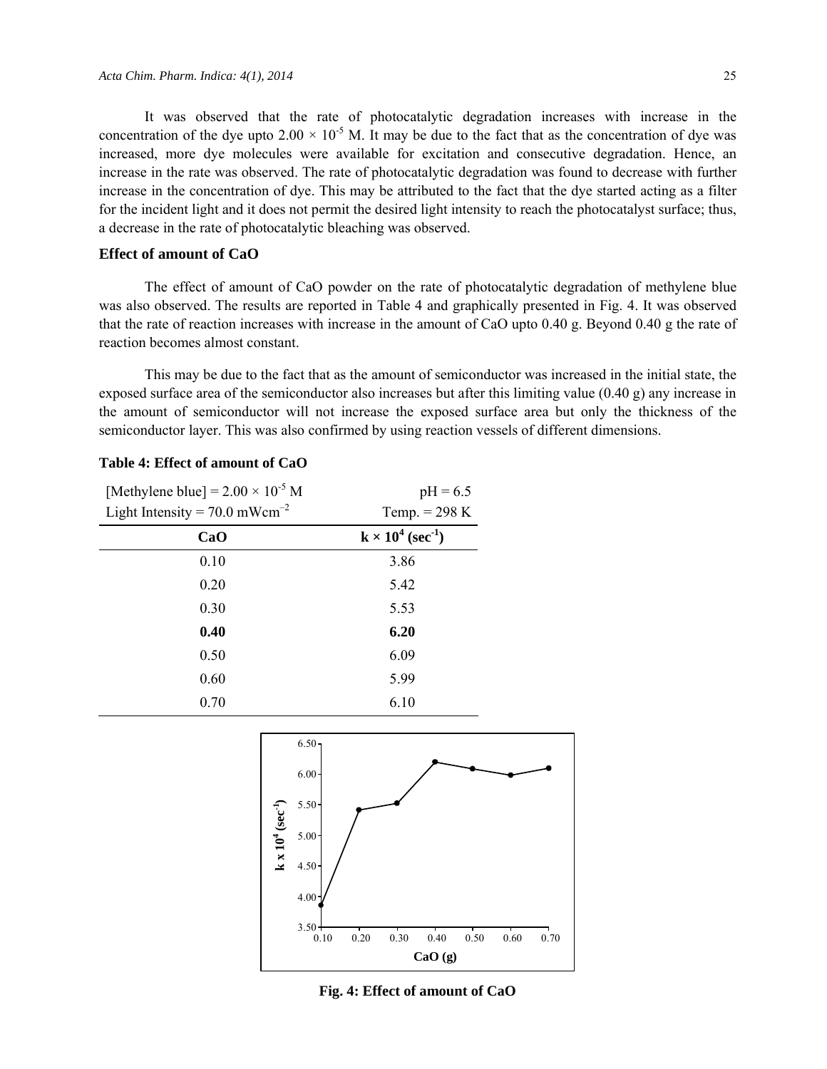It was observed that the rate of photocatalytic degradation increases with increase in the concentration of the dye upto $2.00 \times 10^{-5}$ M. It may be due to the fact that as the concentration of dye was increased, more dye molecules were available for excitation and consecutive degradation. Hence, an increase in the rate was observed. The rate of photocatalytic degradation was found to decrease with further increase in the concentration of dye. This may be attributed to the fact that the dye started acting as a filter for the incident light and it does not permit the desired light intensity to reach the photocatalyst surface; thus, a decrease in the rate of photocatalytic bleaching was observed.

### Effect of amount of CaO

The effect of amount of CaO powder on the rate of photocatalytic degradation of methylene blue was also observed. The results are reported in Table 4 and graphically presented in Fig. 4. It was observed that the rate of reaction increases with increase in the amount of CaO upto 0.40 g. Beyond 0.40 g the rate of reaction becomes almost constant.

This may be due to the fact that as the amount of semiconductor was increased in the initial state, the exposed surface area of the semiconductor also increases but after this limiting value (0.40 g) any increase in the amount of semiconductor will not increase the exposed surface area but only the thickness of the semiconductor layer. This was also confirmed by using reaction vessels of different dimensions.

**Table 4: Effect of amount of CaO**

[Methylene blue] = $2.00 \times 10^{-5}$ M     pH = 6.5
Light Intensity = 70.0 $mWcm^{-2}$     Temp. = 298 K

| CaO | $k \times 10^4$ ($sec^{-1}$) |
|---|---|
| 0.10 | 3.86 |
| 0.20 | 5.42 |
| 0.30 | 5.53 |
| **0.40** | **6.20** |
| 0.50 | 6.09 |
| 0.60 | 5.99 |
| 0.70 | 6.10 |

**Fig. 4: Effect of amount of CaO**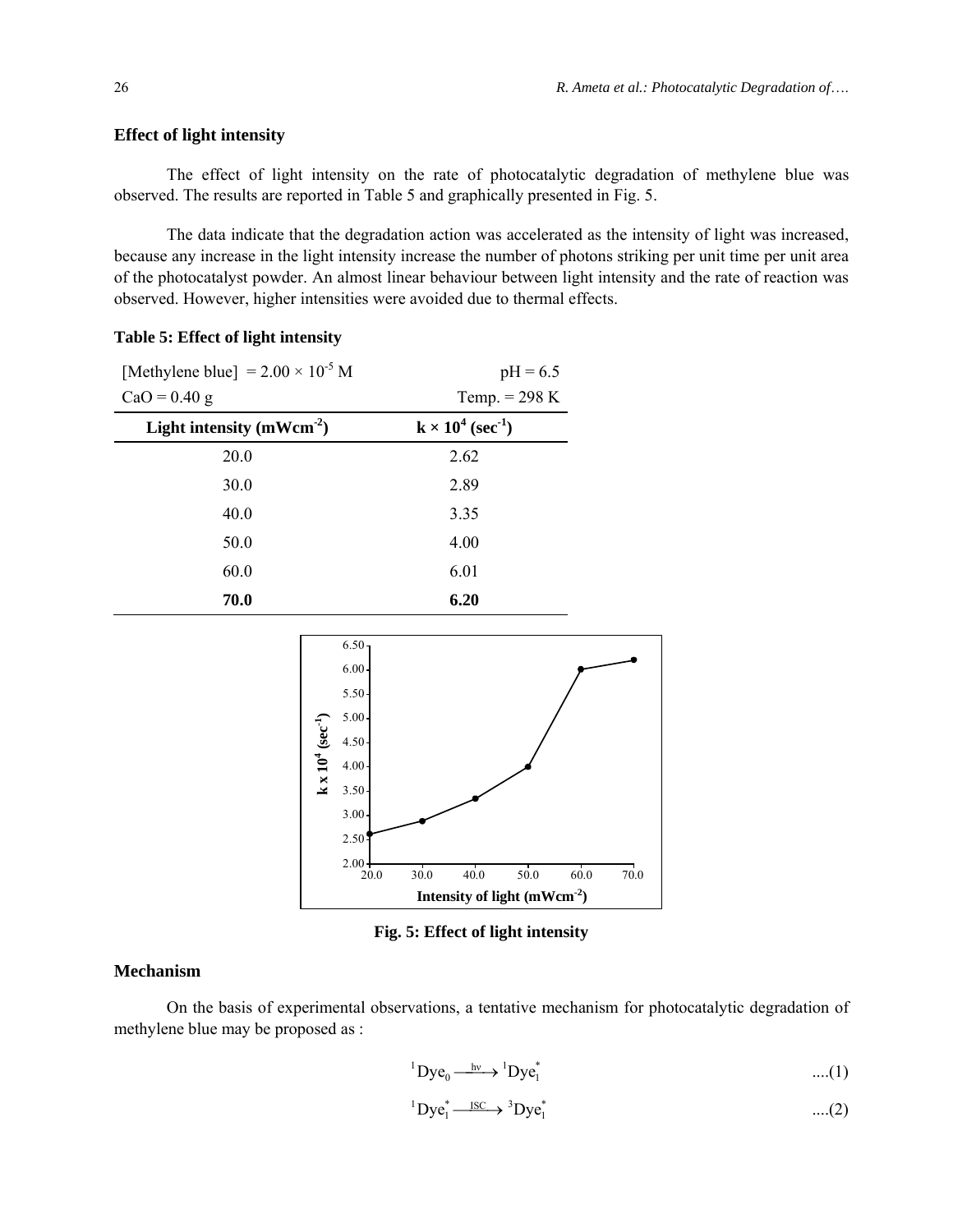### Effect of light intensity

The effect of light intensity on the rate of photocatalytic degradation of methylene blue was observed. The results are reported in Table 5 and graphically presented in Fig. 5.

The data indicate that the degradation action was accelerated as the intensity of light was increased, because any increase in the light intensity increase the number of photons striking per unit time per unit area of the photocatalyst powder. An almost linear behaviour between light intensity and the rate of reaction was observed. However, higher intensities were avoided due to thermal effects.

**Table 5: Effect of light intensity**

[Methylene blue] = $2.00 \times 10^{-5}$ M  pH = 6.5

CaO = 0.40 g  Temp. = 298 K

| Light intensity ($mWcm^{-2}$) | $k \times 10^4$ ($sec^{-1}$) |
|---|---|
| 20.0 | 2.62 |
| 30.0 | 2.89 |
| 40.0 | 3.35 |
| 50.0 | 4.00 |
| 60.0 | 6.01 |
| **70.0** | **6.20** |

**Fig. 5: Effect of light intensity**

### Mechanism

On the basis of experimental observations, a tentative mechanism for photocatalytic degradation of methylene blue may be proposed as :

$$^{1}Dye_0 \xrightarrow{h\nu} {}^{1}Dye_1^* \quad ....(1)$$

$$^{1}Dye_1^* \xrightarrow{ISC} {}^{3}Dye_1^* \quad ....(2)$$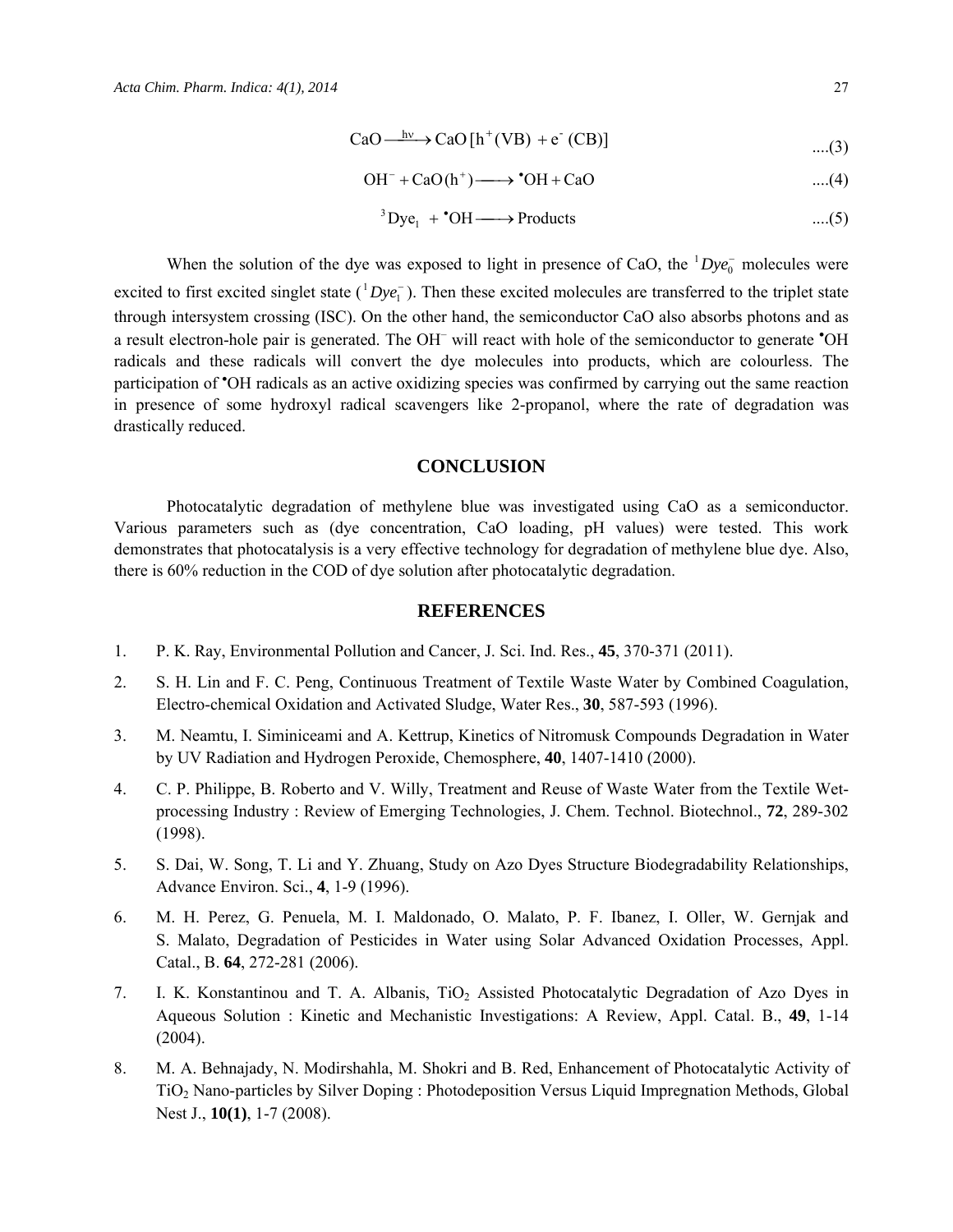$$\text{CaO} \xrightarrow{h\nu} \text{CaO}\,[\text{h}^{+}(\text{VB}) + \text{e}^{-}(\text{CB})] \quad ....(3)$$

$$\text{OH}^{-} + \text{CaO}(\text{h}^{+}) \longrightarrow {}^{\bullet}\text{OH} + \text{CaO} \quad ....(4)$$

$${}^{3}\text{Dye}_{1} + {}^{\bullet}\text{OH} \longrightarrow \text{Products} \quad ....(5)$$

When the solution of the dye was exposed to light in presence of CaO, the ${}^{1}Dye_{0}^{-}$ molecules were excited to first excited singlet state (${}^{1}Dye_{1}^{-}$). Then these excited molecules are transferred to the triplet state through intersystem crossing (ISC). On the other hand, the semiconductor CaO also absorbs photons and as a result electron-hole pair is generated. The $OH^{-}$ will react with hole of the semiconductor to generate ${}^{\bullet}OH$ radicals and these radicals will convert the dye molecules into products, which are colourless. The participation of ${}^{\bullet}OH$ radicals as an active oxidizing species was confirmed by carrying out the same reaction in presence of some hydroxyl radical scavengers like 2-propanol, where the rate of degradation was drastically reduced.

## CONCLUSION

Photocatalytic degradation of methylene blue was investigated using CaO as a semiconductor. Various parameters such as (dye concentration, CaO loading, pH values) were tested. This work demonstrates that photocatalysis is a very effective technology for degradation of methylene blue dye. Also, there is 60% reduction in the COD of dye solution after photocatalytic degradation.

## REFERENCES

1. P. K. Ray, Environmental Pollution and Cancer, J. Sci. Ind. Res., **45**, 370-371 (2011).
2. S. H. Lin and F. C. Peng, Continuous Treatment of Textile Waste Water by Combined Coagulation, Electro-chemical Oxidation and Activated Sludge, Water Res., **30**, 587-593 (1996).
3. M. Neamtu, I. Siminiceami and A. Kettrup, Kinetics of Nitromusk Compounds Degradation in Water by UV Radiation and Hydrogen Peroxide, Chemosphere, **40**, 1407-1410 (2000).
4. C. P. Philippe, B. Roberto and V. Willy, Treatment and Reuse of Waste Water from the Textile Wet-processing Industry : Review of Emerging Technologies, J. Chem. Technol. Biotechnol., **72**, 289-302 (1998).
5. S. Dai, W. Song, T. Li and Y. Zhuang, Study on Azo Dyes Structure Biodegradability Relationships, Advance Environ. Sci., **4**, 1-9 (1996).
6. M. H. Perez, G. Penuela, M. I. Maldonado, O. Malato, P. F. Ibanez, I. Oller, W. Gernjak and S. Malato, Degradation of Pesticides in Water using Solar Advanced Oxidation Processes, Appl. Catal., B. **64**, 272-281 (2006).
7. I. K. Konstantinou and T. A. Albanis, $TiO_2$ Assisted Photocatalytic Degradation of Azo Dyes in Aqueous Solution : Kinetic and Mechanistic Investigations: A Review, Appl. Catal. B., **49**, 1-14 (2004).
8. M. A. Behnajady, N. Modirshahla, M. Shokri and B. Red, Enhancement of Photocatalytic Activity of $TiO_2$ Nano-particles by Silver Doping : Photodeposition Versus Liquid Impregnation Methods, Global Nest J., **10(1)**, 1-7 (2008).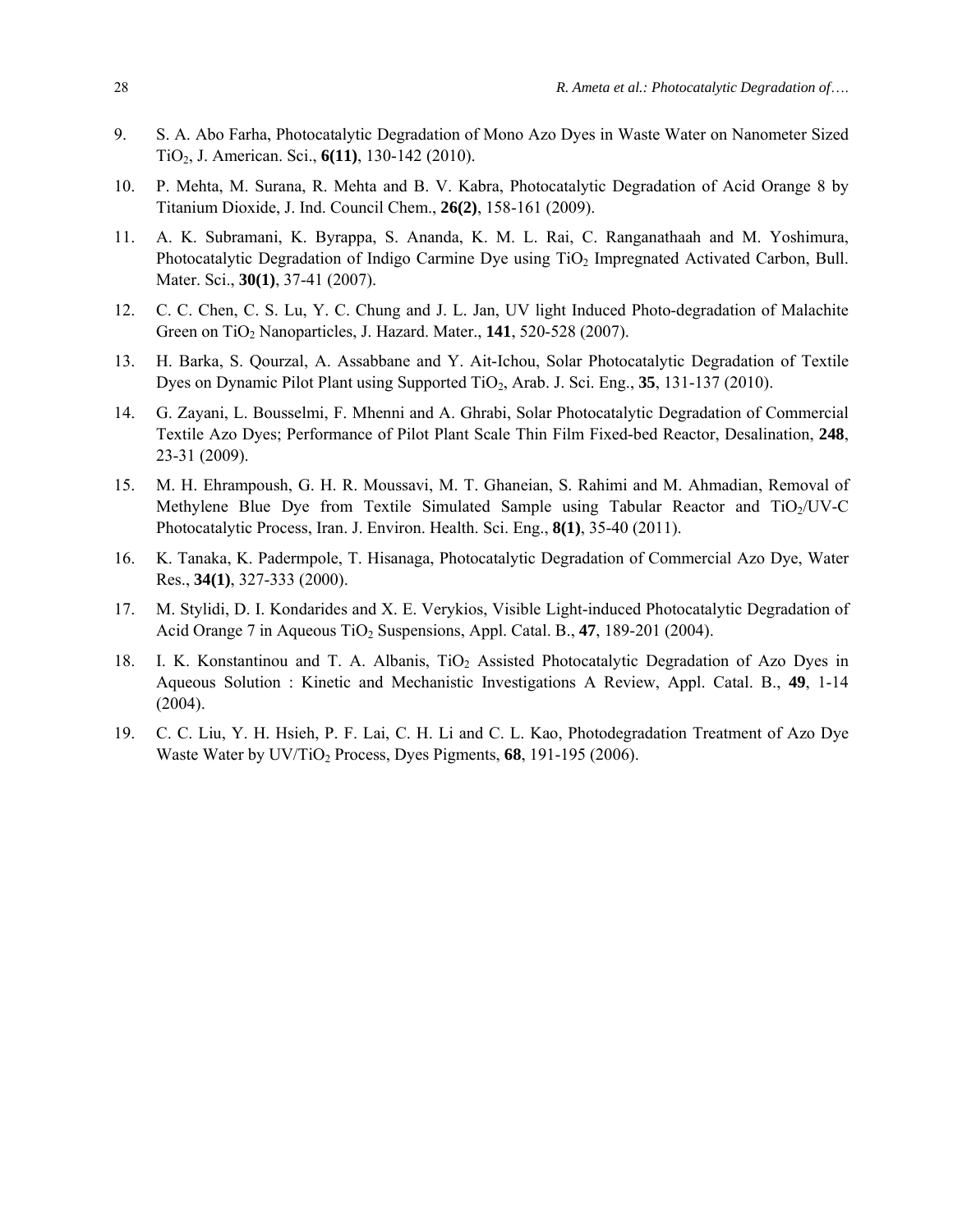9. S. A. Abo Farha, Photocatalytic Degradation of Mono Azo Dyes in Waste Water on Nanometer Sized $TiO_2$, J. American. Sci., **6(11)**, 130-142 (2010).

10. P. Mehta, M. Surana, R. Mehta and B. V. Kabra, Photocatalytic Degradation of Acid Orange 8 by Titanium Dioxide, J. Ind. Council Chem., **26(2)**, 158-161 (2009).

11. A. K. Subramani, K. Byrappa, S. Ananda, K. M. L. Rai, C. Ranganathaah and M. Yoshimura, Photocatalytic Degradation of Indigo Carmine Dye using $TiO_2$ Impregnated Activated Carbon, Bull. Mater. Sci., **30(1)**, 37-41 (2007).

12. C. C. Chen, C. S. Lu, Y. C. Chung and J. L. Jan, UV light Induced Photo-degradation of Malachite Green on $TiO_2$ Nanoparticles, J. Hazard. Mater., **141**, 520-528 (2007).

13. H. Barka, S. Qourzal, A. Assabbane and Y. Ait-Ichou, Solar Photocatalytic Degradation of Textile Dyes on Dynamic Pilot Plant using Supported $TiO_2$, Arab. J. Sci. Eng., **35**, 131-137 (2010).

14. G. Zayani, L. Bousselmi, F. Mhenni and A. Ghrabi, Solar Photocatalytic Degradation of Commercial Textile Azo Dyes; Performance of Pilot Plant Scale Thin Film Fixed-bed Reactor, Desalination, **248**, 23-31 (2009).

15. M. H. Ehrampoush, G. H. R. Moussavi, M. T. Ghaneian, S. Rahimi and M. Ahmadian, Removal of Methylene Blue Dye from Textile Simulated Sample using Tabular Reactor and $TiO_2$/UV-C Photocatalytic Process, Iran. J. Environ. Health. Sci. Eng., **8(1)**, 35-40 (2011).

16. K. Tanaka, K. Padermpole, T. Hisanaga, Photocatalytic Degradation of Commercial Azo Dye, Water Res., **34(1)**, 327-333 (2000).

17. M. Stylidi, D. I. Kondarides and X. E. Verykios, Visible Light-induced Photocatalytic Degradation of Acid Orange 7 in Aqueous $TiO_2$ Suspensions, Appl. Catal. B., **47**, 189-201 (2004).

18. I. K. Konstantinou and T. A. Albanis, $TiO_2$ Assisted Photocatalytic Degradation of Azo Dyes in Aqueous Solution : Kinetic and Mechanistic Investigations A Review, Appl. Catal. B., **49**, 1-14 (2004).

19. C. C. Liu, Y. H. Hsieh, P. F. Lai, C. H. Li and C. L. Kao, Photodegradation Treatment of Azo Dye Waste Water by UV/$TiO_2$ Process, Dyes Pigments, **68**, 191-195 (2006).